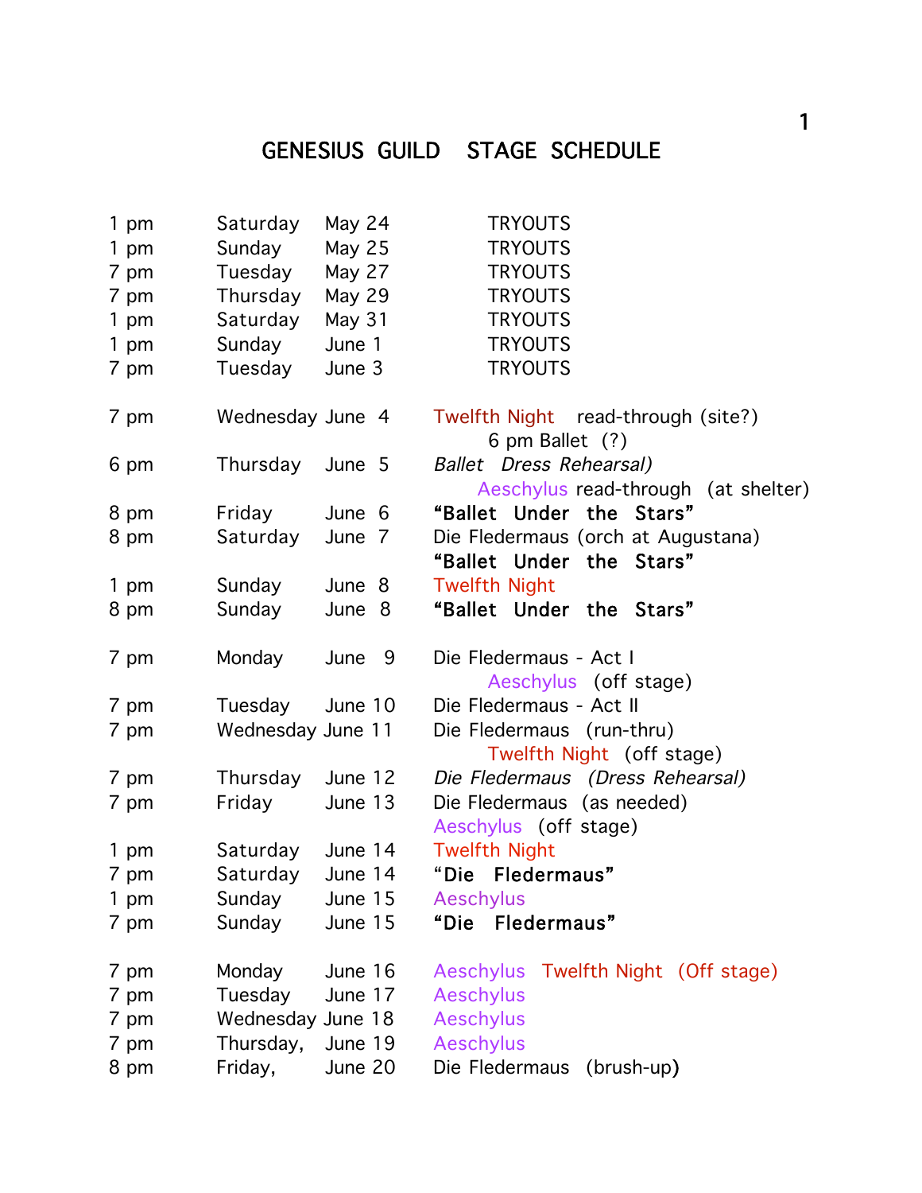# GENESIUS GUILD STAGE SCHEDULE

| Time | Day | Date | Event |
|---|---|---|---|
| 1 pm | Saturday | May 24 | TRYOUTS |
| 1 pm | Sunday | May 25 | TRYOUTS |
| 7 pm | Tuesday | May 27 | TRYOUTS |
| 7 pm | Thursday | May 29 | TRYOUTS |
| 1 pm | Saturday | May 31 | TRYOUTS |
| 1 pm | Sunday | June 1 | TRYOUTS |
| 7 pm | Tuesday | June 3 | TRYOUTS |
| 7 pm | Wednesday | June 4 | Twelfth Night read-through (site?)<br>6 pm Ballet (?) |
| 6 pm | Thursday | June 5 | *Ballet Dress Rehearsal)*<br>Aeschylus read-through (at shelter) |
| 8 pm | Friday | June 6 | **"Ballet Under the Stars"** |
| 8 pm | Saturday | June 7 | Die Fledermaus (orch at Augustana)<br>**"Ballet Under the Stars"** |
| 1 pm | Sunday | June 8 | Twelfth Night |
| 8 pm | Sunday | June 8 | **"Ballet Under the Stars"** |
| 7 pm | Monday | June 9 | Die Fledermaus - Act I<br>Aeschylus (off stage) |
| 7 pm | Tuesday | June 10 | Die Fledermaus - Act II |
| 7 pm | Wednesday | June 11 | Die Fledermaus (run-thru)<br>Twelfth Night (off stage) |
| 7 pm | Thursday | June 12 | *Die Fledermaus (Dress Rehearsal)* |
| 7 pm | Friday | June 13 | Die Fledermaus (as needed)<br>Aeschylus (off stage) |
| 1 pm | Saturday | June 14 | Twelfth Night |
| 7 pm | Saturday | June 14 | **"Die Fledermaus"** |
| 1 pm | Sunday | June 15 | Aeschylus |
| 7 pm | Sunday | June 15 | **"Die Fledermaus"** |
| 7 pm | Monday | June 16 | Aeschylus Twelfth Night (Off stage) |
| 7 pm | Tuesday | June 17 | Aeschylus |
| 7 pm | Wednesday | June 18 | Aeschylus |
| 7 pm | Thursday, | June 19 | Aeschylus |
| 8 pm | Friday, | June 20 | Die Fledermaus (brush-up) |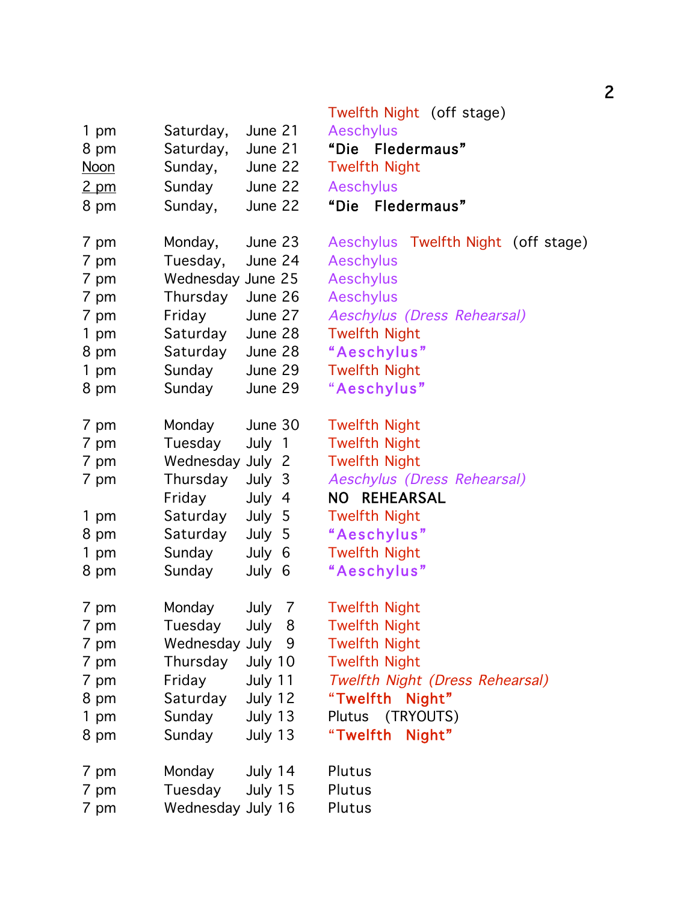| | | | |
|---|---|---|---|
| | | | Twelfth Night (off stage) |
| 1 pm | Saturday, | June 21 | Aeschylus |
| 8 pm | Saturday, | June 21 | **"Die Fledermaus"** |
| Noon | Sunday, | June 22 | Twelfth Night |
| 2 pm | Sunday | June 22 | Aeschylus |
| 8 pm | Sunday, | June 22 | **"Die Fledermaus"** |
| | | | |
| 7 pm | Monday, | June 23 | Aeschylus Twelfth Night (off stage) |
| 7 pm | Tuesday, | June 24 | Aeschylus |
| 7 pm | Wednesday | June 25 | Aeschylus |
| 7 pm | Thursday | June 26 | Aeschylus |
| 7 pm | Friday | June 27 | *Aeschylus (Dress Rehearsal)* |
| 1 pm | Saturday | June 28 | Twelfth Night |
| 8 pm | Saturday | June 28 | **"Aeschylus"** |
| 1 pm | Sunday | June 29 | Twelfth Night |
| 8 pm | Sunday | June 29 | **"Aeschylus"** |
| | | | |
| 7 pm | Monday | June 30 | Twelfth Night |
| 7 pm | Tuesday | July 1 | Twelfth Night |
| 7 pm | Wednesday | July 2 | Twelfth Night |
| 7 pm | Thursday | July 3 | *Aeschylus (Dress Rehearsal)* |
| | Friday | July 4 | NO REHEARSAL |
| 1 pm | Saturday | July 5 | Twelfth Night |
| 8 pm | Saturday | July 5 | **"Aeschylus"** |
| 1 pm | Sunday | July 6 | Twelfth Night |
| 8 pm | Sunday | July 6 | **"Aeschylus"** |
| | | | |
| 7 pm | Monday | July 7 | Twelfth Night |
| 7 pm | Tuesday | July 8 | Twelfth Night |
| 7 pm | Wednesday | July 9 | Twelfth Night |
| 7 pm | Thursday | July 10 | Twelfth Night |
| 7 pm | Friday | July 11 | *Twelfth Night (Dress Rehearsal)* |
| 8 pm | Saturday | July 12 | **"Twelfth Night"** |
| 1 pm | Sunday | July 13 | Plutus (TRYOUTS) |
| 8 pm | Sunday | July 13 | **"Twelfth Night"** |
| | | | |
| 7 pm | Monday | July 14 | Plutus |
| 7 pm | Tuesday | July 15 | Plutus |
| 7 pm | Wednesday | July 16 | Plutus |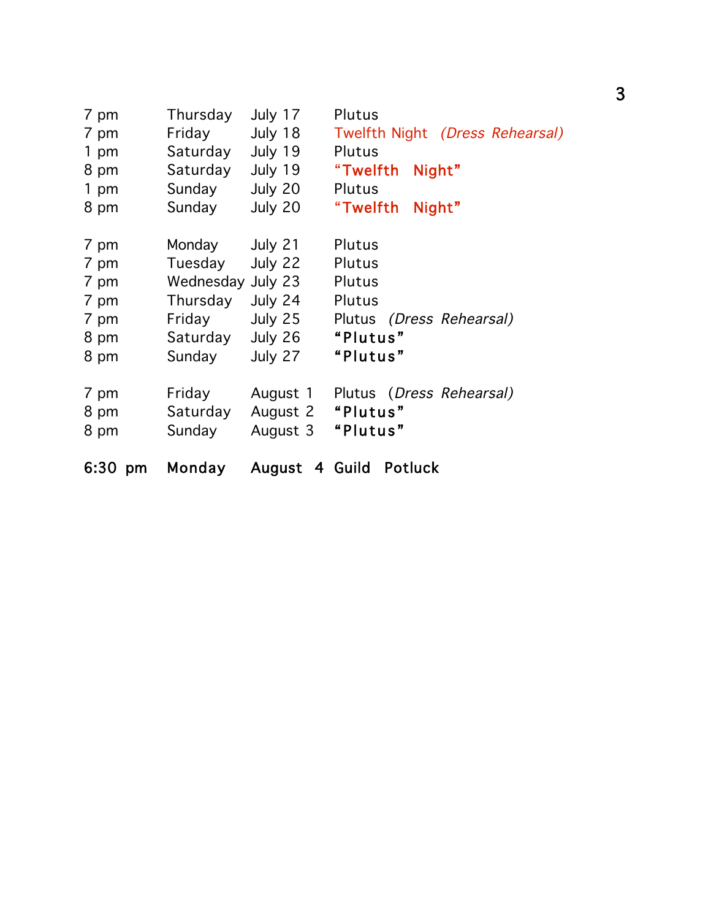| | | | |
|---|---|---|---|
| 7 pm | Thursday | July 17 | Plutus |
| 7 pm | Friday | July 18 | Twelfth Night *(Dress Rehearsal)* |
| 1 pm | Saturday | July 19 | Plutus |
| 8 pm | Saturday | July 19 | **“Twelfth Night”** |
| 1 pm | Sunday | July 20 | Plutus |
| 8 pm | Sunday | July 20 | **“Twelfth Night”** |
| 7 pm | Monday | July 21 | Plutus |
| 7 pm | Tuesday | July 22 | Plutus |
| 7 pm | Wednesday | July 23 | Plutus |
| 7 pm | Thursday | July 24 | Plutus |
| 7 pm | Friday | July 25 | Plutus *(Dress Rehearsal)* |
| 8 pm | Saturday | July 26 | **“Plutus”** |
| 8 pm | Sunday | July 27 | **“Plutus”** |
| 7 pm | Friday | August 1 | Plutus *(Dress Rehearsal)* |
| 8 pm | Saturday | August 2 | **“Plutus”** |
| 8 pm | Sunday | August 3 | **“Plutus”** |
| 6:30 pm | Monday | August 4 | Guild Potluck |